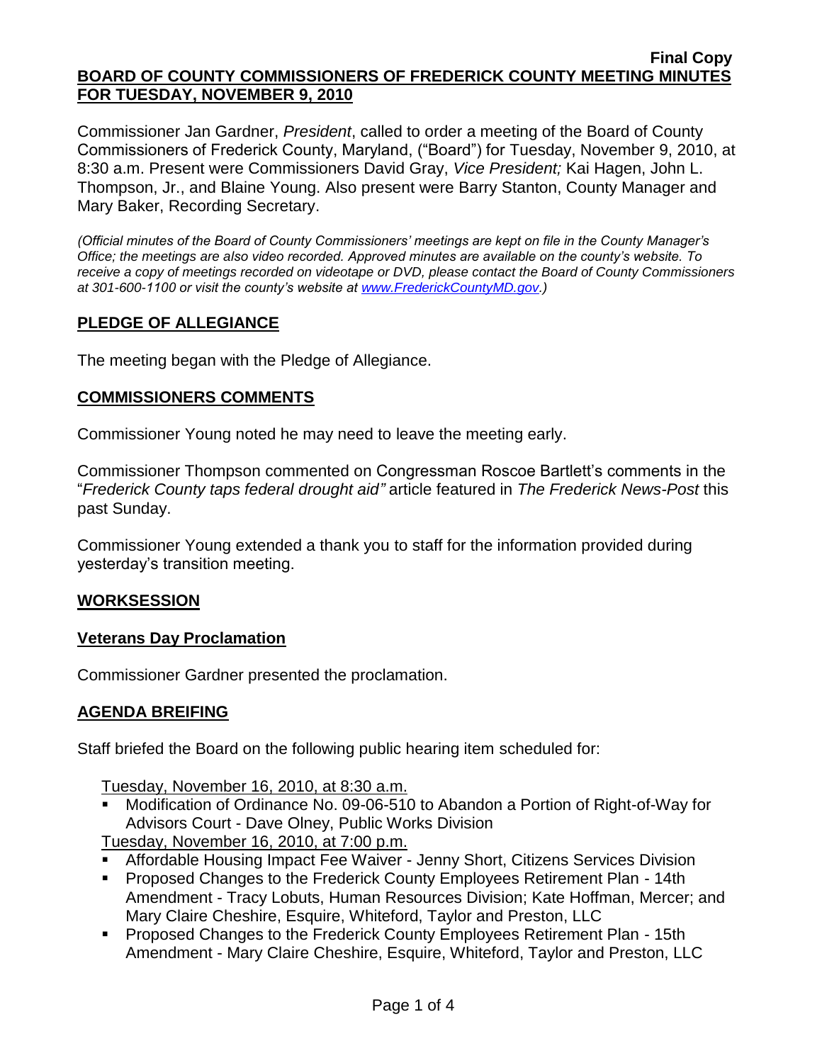**Final Copy**

**BOARD OF COUNTY COMMISSIONERS OF FREDERICK COUNTY MEETING MINUTES FOR TUESDAY, NOVEMBER 9, 2010**

Commissioner Jan Gardner, *President*, called to order a meeting of the Board of County Commissioners of Frederick County, Maryland, ("Board") for Tuesday, November 9, 2010, at 8:30 a.m. Present were Commissioners David Gray, *Vice President;* Kai Hagen, John L. Thompson, Jr., and Blaine Young. Also present were Barry Stanton, County Manager and Mary Baker, Recording Secretary.

*(Official minutes of the Board of County Commissioners' meetings are kept on file in the County Manager's Office; the meetings are also video recorded. Approved minutes are available on the county's website. To receive a copy of meetings recorded on videotape or DVD, please contact the Board of County Commissioners at 301-600-1100 or visit the county's website at www.FrederickCountyMD.gov.)*

## PLEDGE OF ALLEGIANCE

The meeting began with the Pledge of Allegiance.

## COMMISSIONERS COMMENTS

Commissioner Young noted he may need to leave the meeting early.

Commissioner Thompson commented on Congressman Roscoe Bartlett's comments in the "*Frederick County taps federal drought aid"* article featured in *The Frederick News-Post* this past Sunday.

Commissioner Young extended a thank you to staff for the information provided during yesterday's transition meeting.

## WORKSESSION

### Veterans Day Proclamation

Commissioner Gardner presented the proclamation.

## AGENDA BREIFING

Staff briefed the Board on the following public hearing item scheduled for:

Tuesday, November 16, 2010, at 8:30 a.m.

- Modification of Ordinance No. 09-06-510 to Abandon a Portion of Right-of-Way for Advisors Court - Dave Olney, Public Works Division

Tuesday, November 16, 2010, at 7:00 p.m.

- Affordable Housing Impact Fee Waiver - Jenny Short, Citizens Services Division
- Proposed Changes to the Frederick County Employees Retirement Plan - 14th Amendment - Tracy Lobuts, Human Resources Division; Kate Hoffman, Mercer; and Mary Claire Cheshire, Esquire, Whiteford, Taylor and Preston, LLC
- Proposed Changes to the Frederick County Employees Retirement Plan - 15th Amendment - Mary Claire Cheshire, Esquire, Whiteford, Taylor and Preston, LLC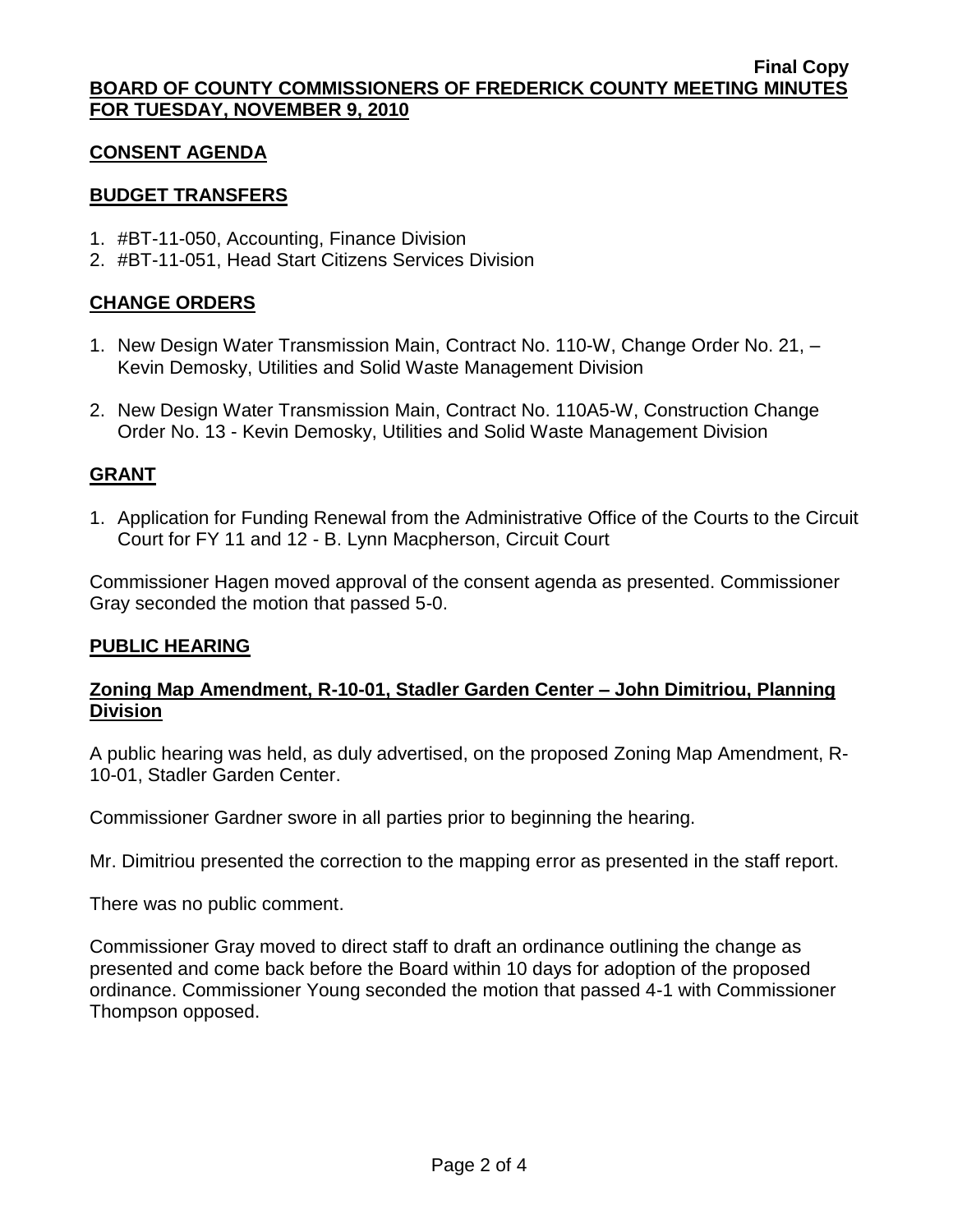**Final Copy**
**BOARD OF COUNTY COMMISSIONERS OF FREDERICK COUNTY MEETING MINUTES FOR TUESDAY, NOVEMBER 9, 2010**

## CONSENT AGENDA

### BUDGET TRANSFERS

1. #BT-11-050, Accounting, Finance Division
2. #BT-11-051, Head Start Citizens Services Division

### CHANGE ORDERS

1. New Design Water Transmission Main, Contract No. 110-W, Change Order No. 21, – Kevin Demosky, Utilities and Solid Waste Management Division
2. New Design Water Transmission Main, Contract No. 110A5-W, Construction Change Order No. 13 - Kevin Demosky, Utilities and Solid Waste Management Division

### GRANT

1. Application for Funding Renewal from the Administrative Office of the Courts to the Circuit Court for FY 11 and 12 - B. Lynn Macpherson, Circuit Court

Commissioner Hagen moved approval of the consent agenda as presented. Commissioner Gray seconded the motion that passed 5-0.

## PUBLIC HEARING

### Zoning Map Amendment, R-10-01, Stadler Garden Center – John Dimitriou, Planning Division

A public hearing was held, as duly advertised, on the proposed Zoning Map Amendment, R-10-01, Stadler Garden Center.

Commissioner Gardner swore in all parties prior to beginning the hearing.

Mr. Dimitriou presented the correction to the mapping error as presented in the staff report.

There was no public comment.

Commissioner Gray moved to direct staff to draft an ordinance outlining the change as presented and come back before the Board within 10 days for adoption of the proposed ordinance. Commissioner Young seconded the motion that passed 4-1 with Commissioner Thompson opposed.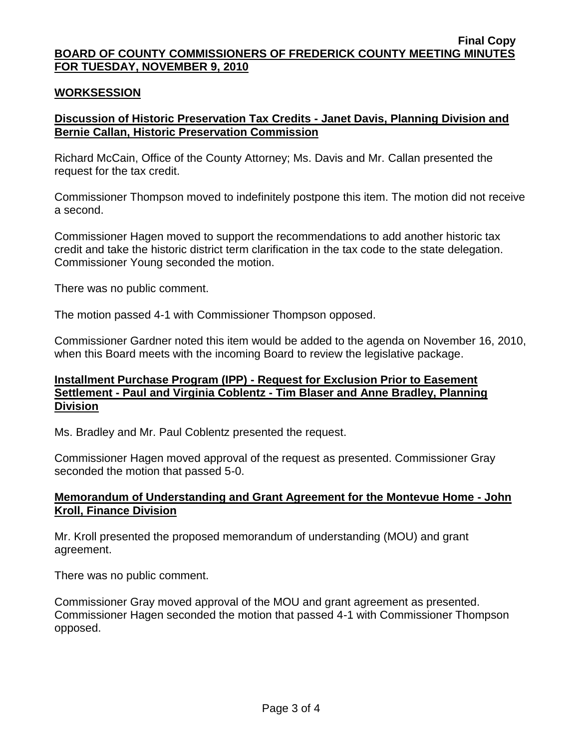**Final Copy**

**BOARD OF COUNTY COMMISSIONERS OF FREDERICK COUNTY MEETING MINUTES FOR TUESDAY, NOVEMBER 9, 2010**

## WORKSESSION

### Discussion of Historic Preservation Tax Credits - Janet Davis, Planning Division and Bernie Callan, Historic Preservation Commission

Richard McCain, Office of the County Attorney; Ms. Davis and Mr. Callan presented the request for the tax credit.

Commissioner Thompson moved to indefinitely postpone this item. The motion did not receive a second.

Commissioner Hagen moved to support the recommendations to add another historic tax credit and take the historic district term clarification in the tax code to the state delegation. Commissioner Young seconded the motion.

There was no public comment.

The motion passed 4-1 with Commissioner Thompson opposed.

Commissioner Gardner noted this item would be added to the agenda on November 16, 2010, when this Board meets with the incoming Board to review the legislative package.

### Installment Purchase Program (IPP) - Request for Exclusion Prior to Easement Settlement - Paul and Virginia Coblentz - Tim Blaser and Anne Bradley, Planning Division

Ms. Bradley and Mr. Paul Coblentz presented the request.

Commissioner Hagen moved approval of the request as presented. Commissioner Gray seconded the motion that passed 5-0.

### Memorandum of Understanding and Grant Agreement for the Montevue Home - John Kroll, Finance Division

Mr. Kroll presented the proposed memorandum of understanding (MOU) and grant agreement.

There was no public comment.

Commissioner Gray moved approval of the MOU and grant agreement as presented. Commissioner Hagen seconded the motion that passed 4-1 with Commissioner Thompson opposed.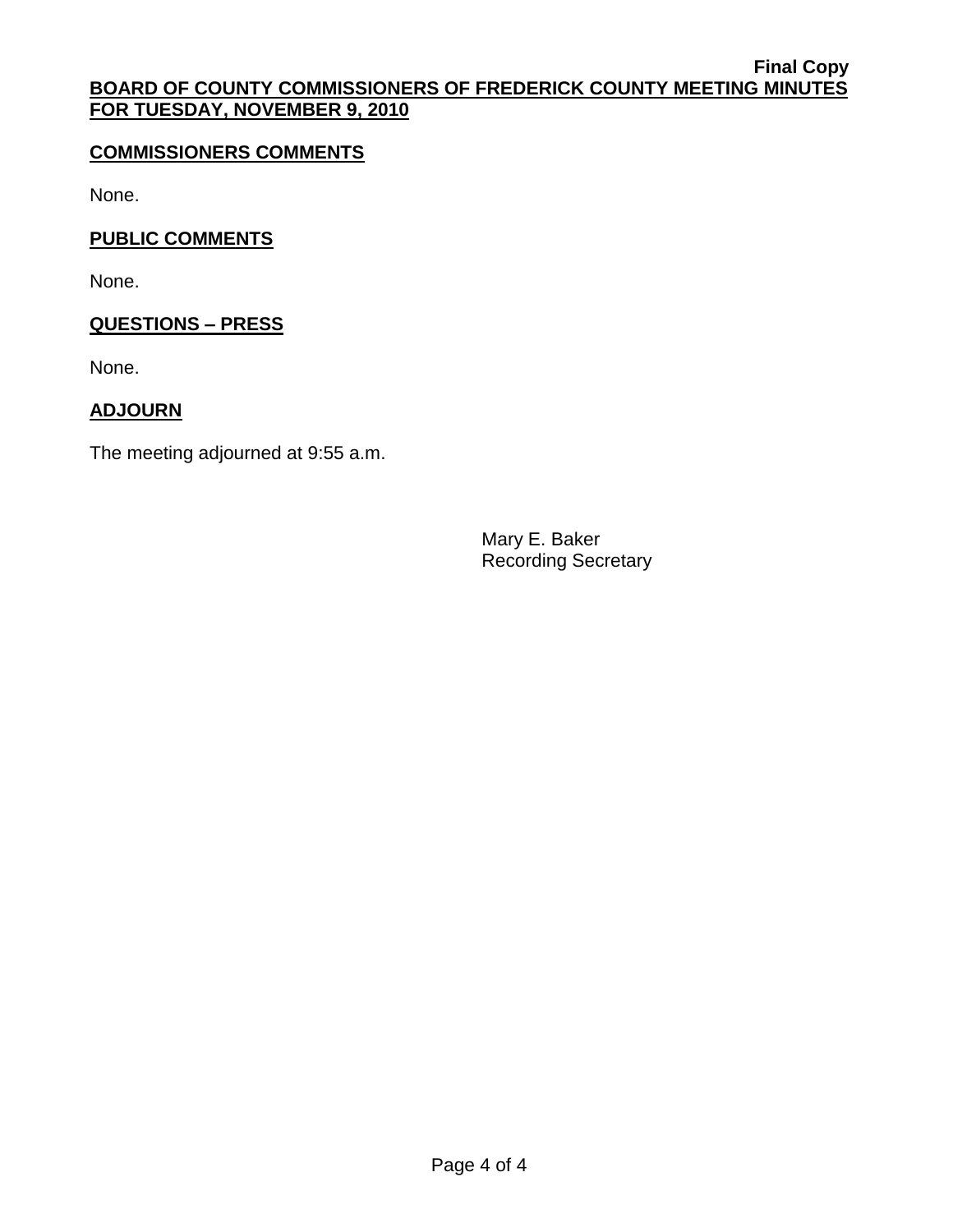## COMMISSIONERS COMMENTS

None.

## PUBLIC COMMENTS

None.

## QUESTIONS – PRESS

None.

## ADJOURN

The meeting adjourned at 9:55 a.m.

Mary E. Baker
Recording Secretary